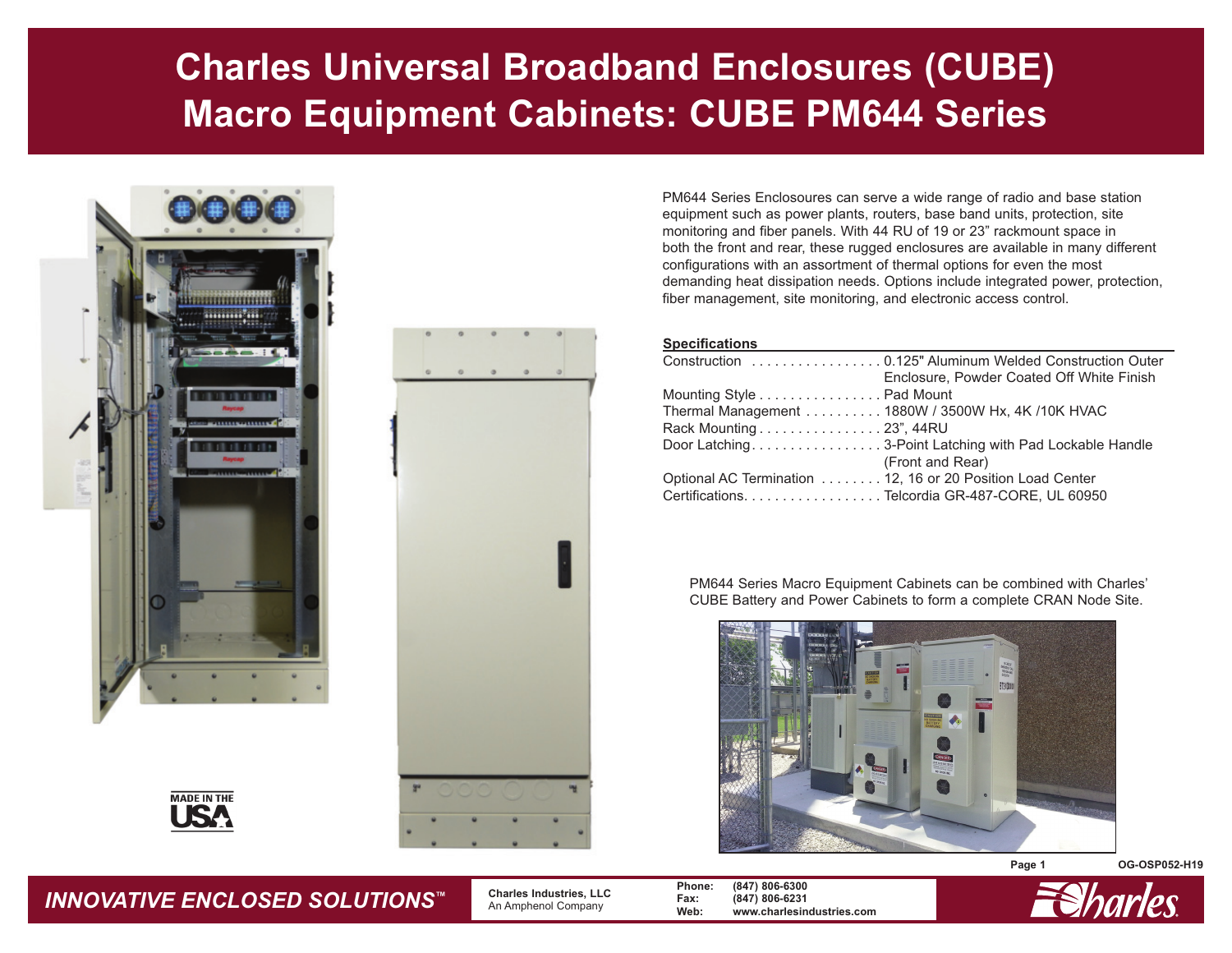# Charles Universal Broadband Enclosures (CUBE) Macro Equipment Cabinets: CUBE PM644 Series

PM644 Series Enclosoures can serve a wide range of radio and base station equipment such as power plants, routers, base band units, protection, site monitoring and fiber panels. With 44 RU of 19 or 23" rackmount space in both the front and rear, these rugged enclosures are available in many different configurations with an assortment of thermal options for even the most demanding heat dissipation needs. Options include integrated power, protection, fiber management, site monitoring, and electronic access control.

**Specifications**

| | |
|---|---|
| Construction | 0.125" Aluminum Welded Construction Outer Enclosure, Powder Coated Off White Finish |
| Mounting Style | Pad Mount |
| Thermal Management | 1880W / 3500W Hx, 4K /10K HVAC |
| Rack Mounting | 23", 44RU |
| Door Latching | 3-Point Latching with Pad Lockable Handle (Front and Rear) |
| Optional AC Termination | 12, 16 or 20 Position Load Center |
| Certifications | Telcordia GR-487-CORE, UL 60950 |

PM644 Series Macro Equipment Cabinets can be combined with Charles' CUBE Battery and Power Cabinets to form a complete CRAN Node Site.

MADE IN THE USA

OG-OSP052-H19

*INNOVATIVE ENCLOSED SOLUTIONS™*

**Charles Industries, LLC**
An Amphenol Company

**Phone:** (847) 806-6300
**Fax:** (847) 806-6231
**Web:** www.charlesindustries.com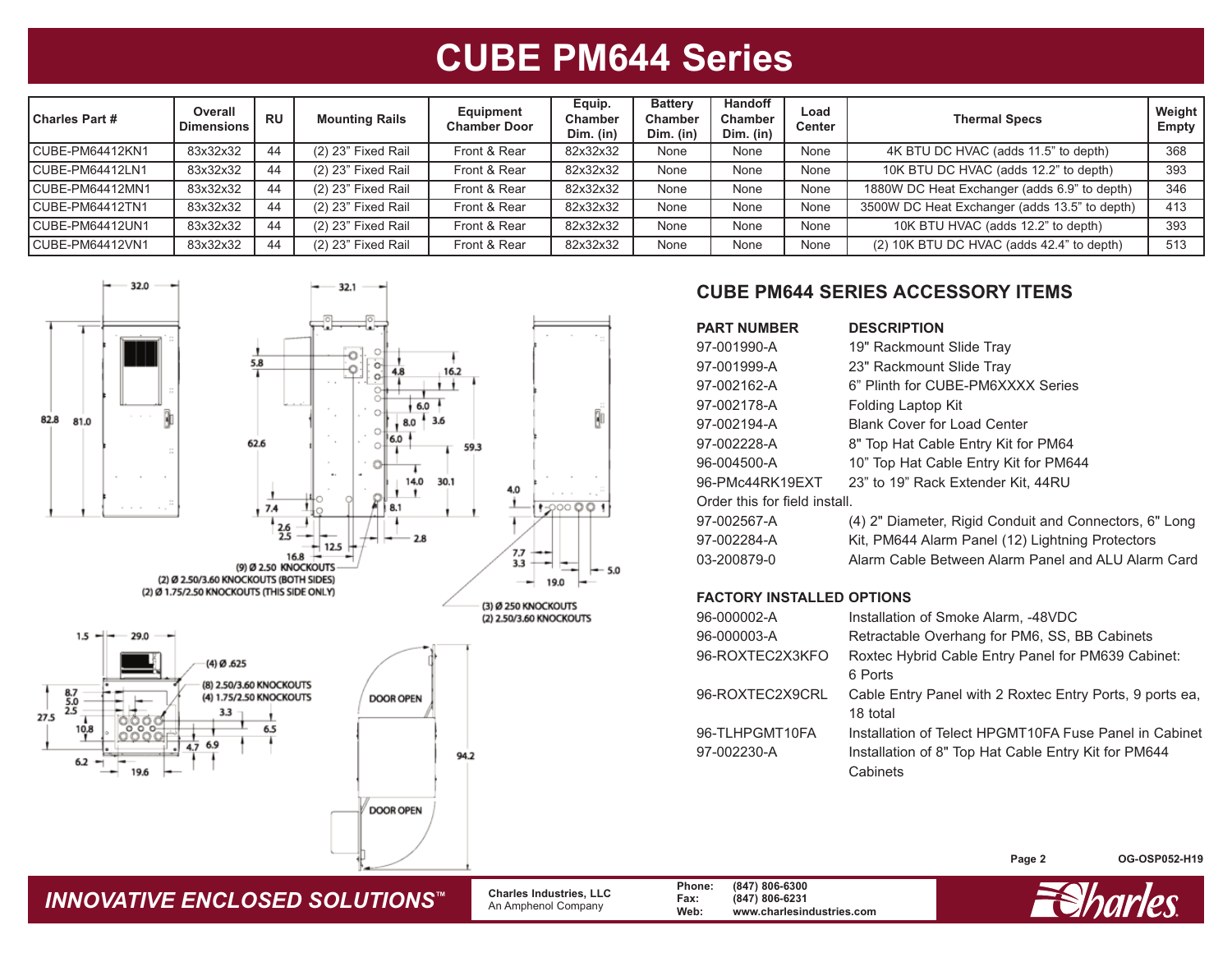# CUBE PM644 Series

| Charles Part # | Overall Dimensions | RU | Mounting Rails | Equipment Chamber Door | Equip. Chamber Dim. (in) | Battery Chamber Dim. (in) | Handoff Chamber Dim. (in) | Load Center | Thermal Specs | Weight Empty |
|---|---|---|---|---|---|---|---|---|---|---|
| CUBE-PM64412KN1 | 83x32x32 | 44 | (2) 23" Fixed Rail | Front & Rear | 82x32x32 | None | None | None | 4K BTU DC HVAC (adds 11.5" to depth) | 368 |
| CUBE-PM64412LN1 | 83x32x32 | 44 | (2) 23" Fixed Rail | Front & Rear | 82x32x32 | None | None | None | 10K BTU DC HVAC (adds 12.2" to depth) | 393 |
| CUBE-PM64412MN1 | 83x32x32 | 44 | (2) 23" Fixed Rail | Front & Rear | 82x32x32 | None | None | None | 1880W DC Heat Exchanger (adds 6.9" to depth) | 346 |
| CUBE-PM64412TN1 | 83x32x32 | 44 | (2) 23" Fixed Rail | Front & Rear | 82x32x32 | None | None | None | 3500W DC Heat Exchanger (adds 13.5" to depth) | 413 |
| CUBE-PM64412UN1 | 83x32x32 | 44 | (2) 23" Fixed Rail | Front & Rear | 82x32x32 | None | None | None | 10K BTU HVAC (adds 12.2" to depth) | 393 |
| CUBE-PM64412VN1 | 83x32x32 | 44 | (2) 23" Fixed Rail | Front & Rear | 82x32x32 | None | None | None | (2) 10K BTU DC HVAC (adds 42.4" to depth) | 513 |

32.0
32.1
82.8
81.0
5.8
4.8
16.2
6.0
8.0
3.6
6.0
62.6
59.3
14.0
30.1
4.0
7.4
8.1
2.6
2.5
12.5
2.8
16.8
(9) Ø 2.50 KNOCKOUTS
(2) Ø 2.50/3.60 KNOCKOUTS (BOTH SIDES)
(2) Ø 1.75/2.50 KNOCKOUTS (THIS SIDE ONLY)
7.7
3.3
5.0
19.0
(3) Ø 250 KNOCKOUTS
(2) 2.50/3.60 KNOCKOUTS
1.5
29.0
(4) Ø .625
(8) 2.50/3.60 KNOCKOUTS
(4) 1.75/2.50 KNOCKOUTS
8.7
5.0
2.5
27.5
10.8
3.3
6.5
4.7
6.9
6.2
19.6
DOOR OPEN
94.2
DOOR OPEN

## CUBE PM644 SERIES ACCESSORY ITEMS

| PART NUMBER | DESCRIPTION |
|---|---|
| 97-001990-A | 19" Rackmount Slide Tray |
| 97-001999-A | 23" Rackmount Slide Tray |
| 97-002162-A | 6" Plinth for CUBE-PM6XXXX Series |
| 97-002178-A | Folding Laptop Kit |
| 97-002194-A | Blank Cover for Load Center |
| 97-002228-A | 8" Top Hat Cable Entry Kit for PM64 |
| 96-004500-A | 10" Top Hat Cable Entry Kit for PM644 |
| 96-PMc44RK19EXT | 23" to 19" Rack Extender Kit, 44RU |

Order this for field install.

| | |
|---|---|
| 97-002567-A | (4) 2" Diameter, Rigid Conduit and Connectors, 6" Long |
| 97-002284-A | Kit, PM644 Alarm Panel (12) Lightning Protectors |
| 03-200879-0 | Alarm Cable Between Alarm Panel and ALU Alarm Card |

### FACTORY INSTALLED OPTIONS

| | |
|---|---|
| 96-000002-A | Installation of Smoke Alarm, -48VDC |
| 96-000003-A | Retractable Overhang for PM6, SS, BB Cabinets |
| 96-ROXTEC2X3KFO | Roxtec Hybrid Cable Entry Panel for PM639 Cabinet: 6 Ports |
| 96-ROXTEC2X9CRL | Cable Entry Panel with 2 Roxtec Entry Ports, 9 ports ea, 18 total |
| 96-TLHPGMT10FA | Installation of Telect HPGMT10FA Fuse Panel in Cabinet |
| 97-002230-A | Installation of 8" Top Hat Cable Entry Kit for PM644 Cabinets |

OG-OSP052-H19

*INNOVATIVE ENCLOSED SOLUTIONS™*

**Charles Industries, LLC**
An Amphenol Company

**Phone:** (847) 806-6300
**Fax:** (847) 806-6231
**Web:** www.charlesindustries.com